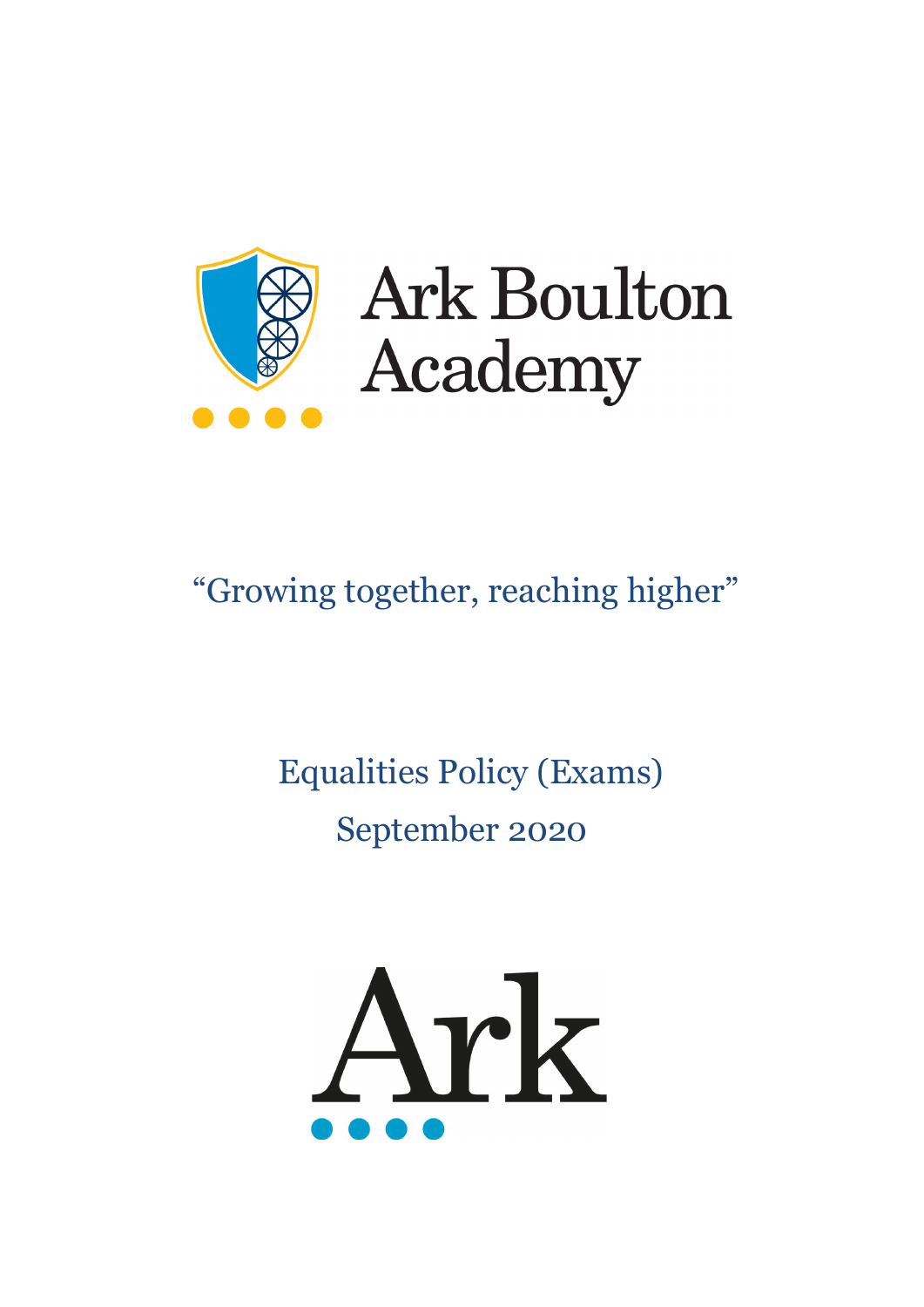# Ark Boulton Academy

"Growing together, reaching higher"

## Equalities Policy (Exams)

September 2020

Ark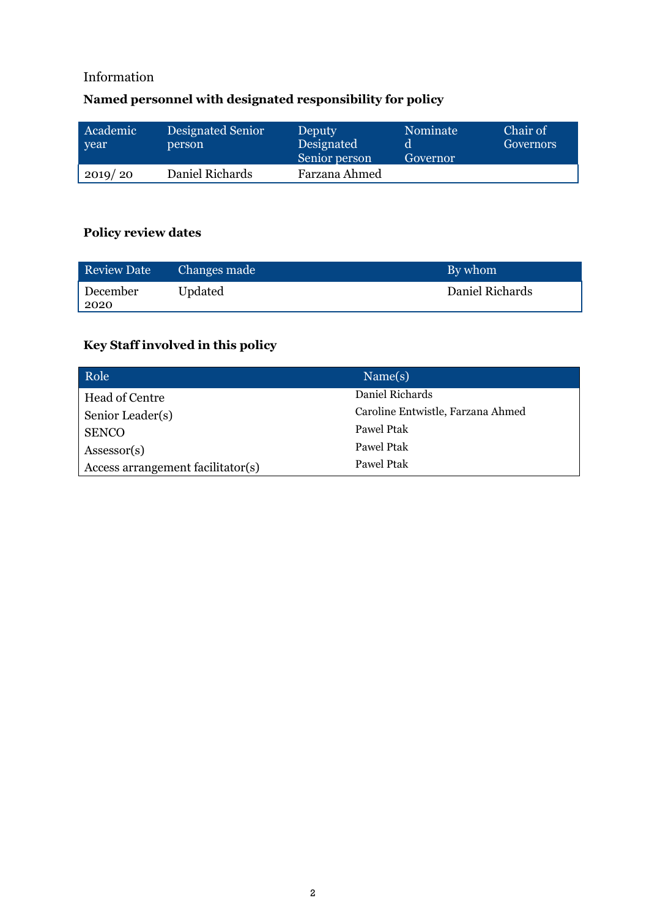Information

## Named personnel with designated responsibility for policy

| Academic year | Designated Senior person | Deputy Designated Senior person | Nominated Governor | Chair of Governors |
|---|---|---|---|---|
| 2019/ 20 | Daniel Richards | Farzana Ahmed | | |

## Policy review dates

| Review Date | Changes made | By whom |
|---|---|---|
| December 2020 | Updated | Daniel Richards |

## Key Staff involved in this policy

| Role | Name(s) |
|---|---|
| Head of Centre | Daniel Richards |
| Senior Leader(s) | Caroline Entwistle, Farzana Ahmed |
| SENCO | Pawel Ptak |
| Assessor(s) | Pawel Ptak |
| Access arrangement facilitator(s) | Pawel Ptak |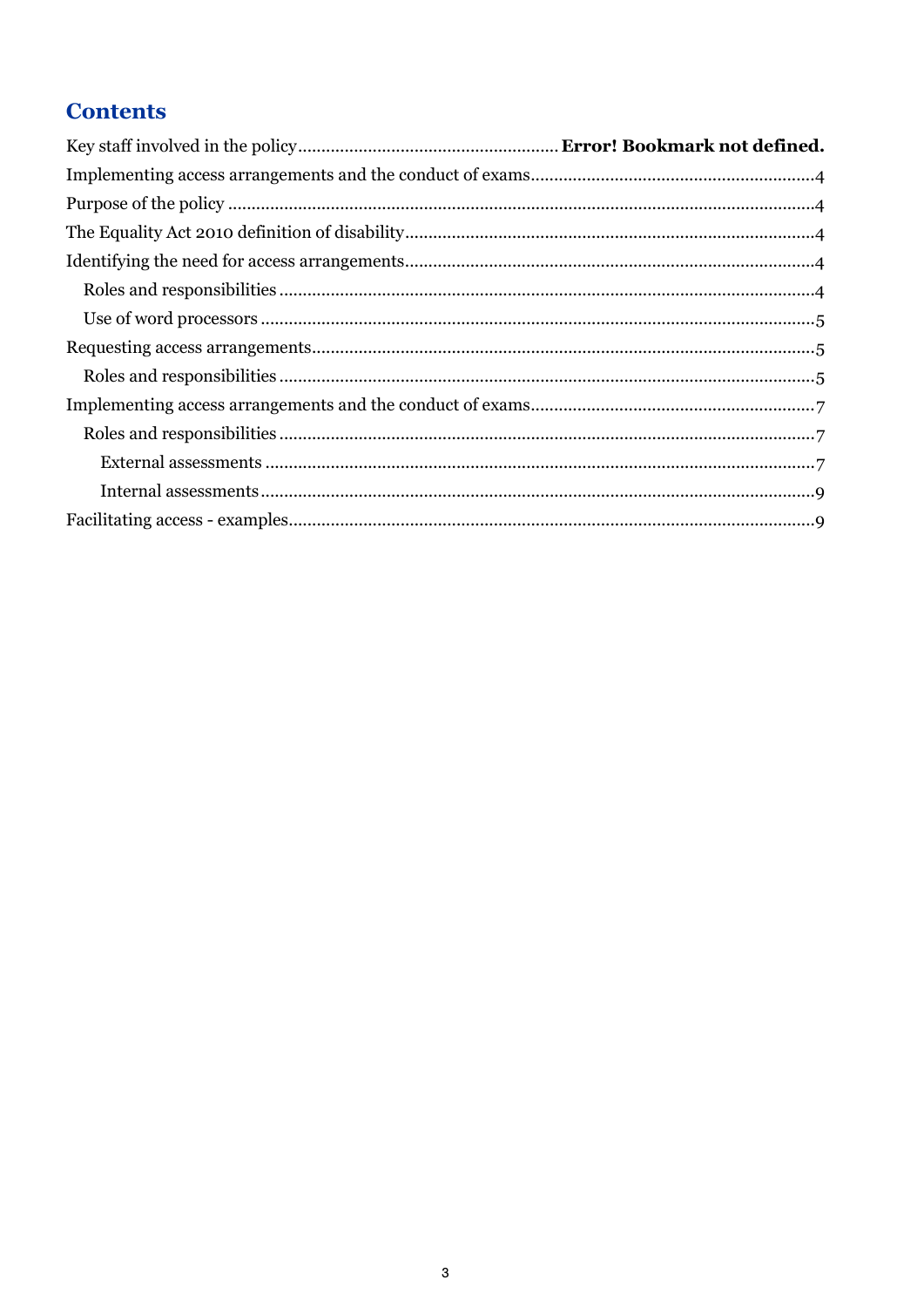# Contents

Key staff involved in the policy....................................................... **Error! Bookmark not defined.**

Implementing access arrangements and the conduct of exams............................................................4

Purpose of the policy .............................................................................................................................4

The Equality Act 2010 definition of disability.......................................................................................4

Identifying the need for access arrangements.......................................................................................4

- Roles and responsibilities .................................................................................................................4
- Use of word processors .....................................................................................................................5

Requesting access arrangements...........................................................................................................5

- Roles and responsibilities .................................................................................................................5

Implementing access arrangements and the conduct of exams............................................................7

- Roles and responsibilities .................................................................................................................7
  - External assessments ....................................................................................................................7
  - Internal assessments.....................................................................................................................9

Facilitating access - examples................................................................................................................9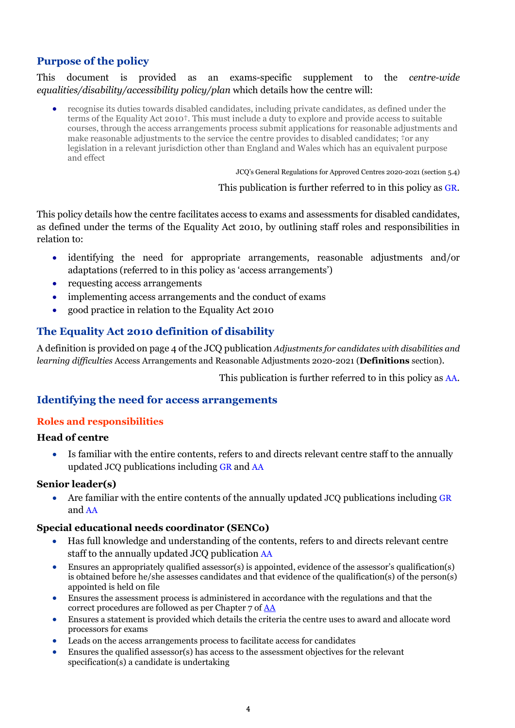## Purpose of the policy

This document is provided as an exams-specific supplement to the *centre-wide equalities/disability/accessibility policy/plan* which details how the centre will:

- recognise its duties towards disabled candidates, including private candidates, as defined under the terms of the Equality Act 2010†. This must include a duty to explore and provide access to suitable courses, through the access arrangements process submit applications for reasonable adjustments and make reasonable adjustments to the service the centre provides to disabled candidates; †or any legislation in a relevant jurisdiction other than England and Wales which has an equivalent purpose and effect

JCQ's General Regulations for Approved Centres 2020-2021 (section 5.4)

This publication is further referred to in this policy as GR.

This policy details how the centre facilitates access to exams and assessments for disabled candidates, as defined under the terms of the Equality Act 2010, by outlining staff roles and responsibilities in relation to:

- identifying the need for appropriate arrangements, reasonable adjustments and/or adaptations (referred to in this policy as 'access arrangements')
- requesting access arrangements
- implementing access arrangements and the conduct of exams
- good practice in relation to the Equality Act 2010

## The Equality Act 2010 definition of disability

A definition is provided on page 4 of the JCQ publication *Adjustments for candidates with disabilities and learning difficulties* Access Arrangements and Reasonable Adjustments 2020-2021 (**Definitions** section).

This publication is further referred to in this policy as AA.

## Identifying the need for access arrangements

### Roles and responsibilities

#### Head of centre

- Is familiar with the entire contents, refers to and directs relevant centre staff to the annually updated JCQ publications including GR and AA

#### Senior leader(s)

- Are familiar with the entire contents of the annually updated JCQ publications including GR and AA

#### Special educational needs coordinator (SENCo)

- Has full knowledge and understanding of the contents, refers to and directs relevant centre staff to the annually updated JCQ publication AA
- Ensures an appropriately qualified assessor(s) is appointed, evidence of the assessor's qualification(s) is obtained before he/she assesses candidates and that evidence of the qualification(s) of the person(s) appointed is held on file
- Ensures the assessment process is administered in accordance with the regulations and that the correct procedures are followed as per Chapter 7 of AA
- Ensures a statement is provided which details the criteria the centre uses to award and allocate word processors for exams
- Leads on the access arrangements process to facilitate access for candidates
- Ensures the qualified assessor(s) has access to the assessment objectives for the relevant specification(s) a candidate is undertaking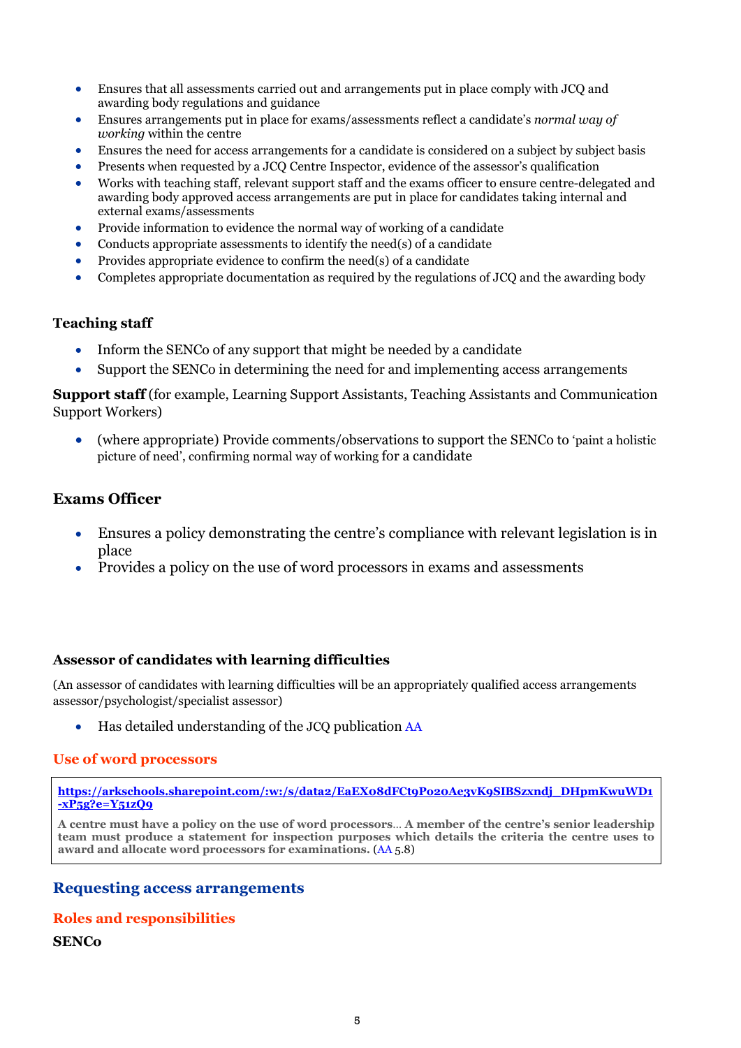- Ensures that all assessments carried out and arrangements put in place comply with JCQ and awarding body regulations and guidance
- Ensures arrangements put in place for exams/assessments reflect a candidate's *normal way of working* within the centre
- Ensures the need for access arrangements for a candidate is considered on a subject by subject basis
- Presents when requested by a JCQ Centre Inspector, evidence of the assessor's qualification
- Works with teaching staff, relevant support staff and the exams officer to ensure centre-delegated and awarding body approved access arrangements are put in place for candidates taking internal and external exams/assessments
- Provide information to evidence the normal way of working of a candidate
- Conducts appropriate assessments to identify the need(s) of a candidate
- Provides appropriate evidence to confirm the need(s) of a candidate
- Completes appropriate documentation as required by the regulations of JCQ and the awarding body

### Teaching staff

- Inform the SENCo of any support that might be needed by a candidate
- Support the SENCo in determining the need for and implementing access arrangements

**Support staff** (for example, Learning Support Assistants, Teaching Assistants and Communication Support Workers)

- (where appropriate) Provide comments/observations to support the SENCo to 'paint a holistic picture of need', confirming normal way of working for a candidate

### Exams Officer

- Ensures a policy demonstrating the centre's compliance with relevant legislation is in place
- Provides a policy on the use of word processors in exams and assessments

### Assessor of candidates with learning difficulties

(An assessor of candidates with learning difficulties will be an appropriately qualified access arrangements assessor/psychologist/specialist assessor)

- Has detailed understanding of the JCQ publication AA

### Use of word processors

**https://arkschools.sharepoint.com/:w:/s/data2/EaEXo8dFCt9Po2oAe3vK9SIBSzxndj_DHpmKwuWD1-xP5g?e=Y51zQ9**

**A centre must have a policy on the use of word processors... A member of the centre's senior leadership team must produce a statement for inspection purposes which details the criteria the centre uses to award and allocate word processors for examinations.** (AA 5.8)

## Requesting access arrangements

### Roles and responsibilities

**SENCo**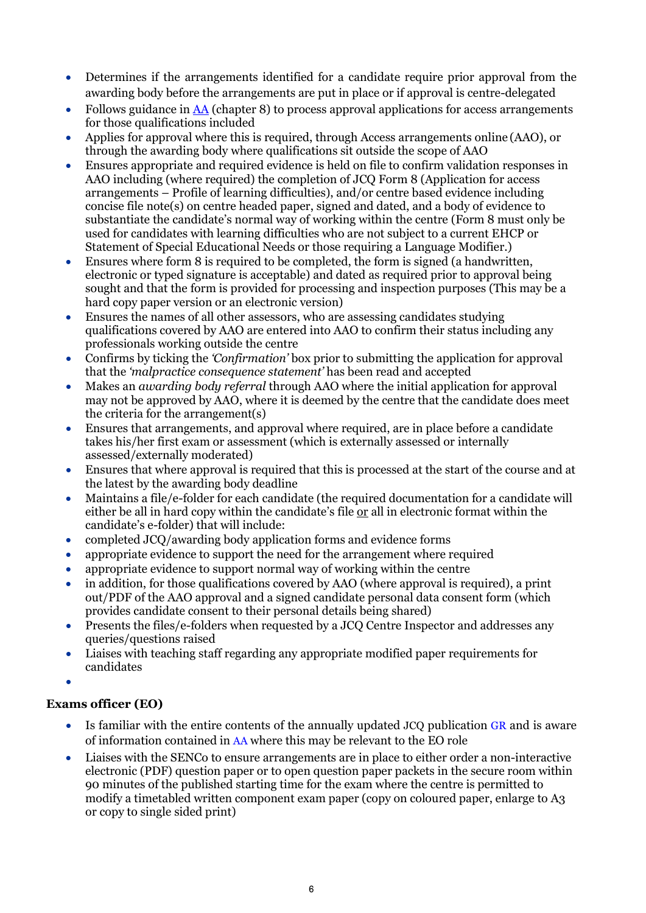- Determines if the arrangements identified for a candidate require prior approval from the awarding body before the arrangements are put in place or if approval is centre-delegated
- Follows guidance in AA (chapter 8) to process approval applications for access arrangements for those qualifications included
- Applies for approval where this is required, through Access arrangements online (AAO), or through the awarding body where qualifications sit outside the scope of AAO
- Ensures appropriate and required evidence is held on file to confirm validation responses in AAO including (where required) the completion of JCQ Form 8 (Application for access arrangements – Profile of learning difficulties), and/or centre based evidence including concise file note(s) on centre headed paper, signed and dated, and a body of evidence to substantiate the candidate's normal way of working within the centre (Form 8 must only be used for candidates with learning difficulties who are not subject to a current EHCP or Statement of Special Educational Needs or those requiring a Language Modifier.)
- Ensures where form 8 is required to be completed, the form is signed (a handwritten, electronic or typed signature is acceptable) and dated as required prior to approval being sought and that the form is provided for processing and inspection purposes (This may be a hard copy paper version or an electronic version)
- Ensures the names of all other assessors, who are assessing candidates studying qualifications covered by AAO are entered into AAO to confirm their status including any professionals working outside the centre
- Confirms by ticking the *'Confirmation'* box prior to submitting the application for approval that the *'malpractice consequence statement'* has been read and accepted
- Makes an *awarding body referral* through AAO where the initial application for approval may not be approved by AAO, where it is deemed by the centre that the candidate does meet the criteria for the arrangement(s)
- Ensures that arrangements, and approval where required, are in place before a candidate takes his/her first exam or assessment (which is externally assessed or internally assessed/externally moderated)
- Ensures that where approval is required that this is processed at the start of the course and at the latest by the awarding body deadline
- Maintains a file/e-folder for each candidate (the required documentation for a candidate will either be all in hard copy within the candidate's file or all in electronic format within the candidate's e-folder) that will include:
- completed JCQ/awarding body application forms and evidence forms
- appropriate evidence to support the need for the arrangement where required
- appropriate evidence to support normal way of working within the centre
- in addition, for those qualifications covered by AAO (where approval is required), a print out/PDF of the AAO approval and a signed candidate personal data consent form (which provides candidate consent to their personal details being shared)
- Presents the files/e-folders when requested by a JCQ Centre Inspector and addresses any queries/questions raised
- Liaises with teaching staff regarding any appropriate modified paper requirements for candidates

**Exams officer (EO)**

- Is familiar with the entire contents of the annually updated JCQ publication GR and is aware of information contained in AA where this may be relevant to the EO role
- Liaises with the SENCo to ensure arrangements are in place to either order a non-interactive electronic (PDF) question paper or to open question paper packets in the secure room within 90 minutes of the published starting time for the exam where the centre is permitted to modify a timetabled written component exam paper (copy on coloured paper, enlarge to A3 or copy to single sided print)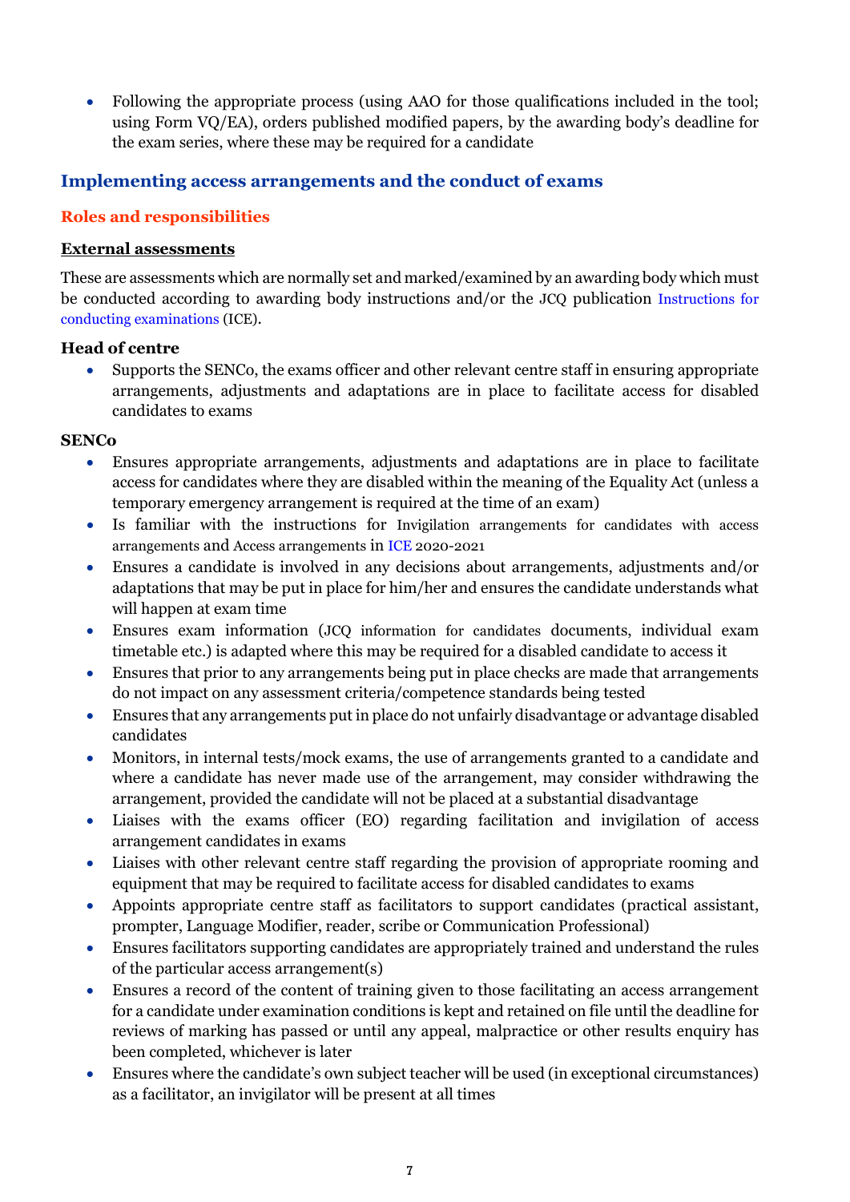- Following the appropriate process (using AAO for those qualifications included in the tool; using Form VQ/EA), orders published modified papers, by the awarding body's deadline for the exam series, where these may be required for a candidate

## Implementing access arrangements and the conduct of exams

### Roles and responsibilities

**External assessments**

These are assessments which are normally set and marked/examined by an awarding body which must be conducted according to awarding body instructions and/or the JCQ publication Instructions for conducting examinations (ICE).

**Head of centre**

- Supports the SENCo, the exams officer and other relevant centre staff in ensuring appropriate arrangements, adjustments and adaptations are in place to facilitate access for disabled candidates to exams

**SENCo**

- Ensures appropriate arrangements, adjustments and adaptations are in place to facilitate access for candidates where they are disabled within the meaning of the Equality Act (unless a temporary emergency arrangement is required at the time of an exam)
- Is familiar with the instructions for Invigilation arrangements for candidates with access arrangements and Access arrangements in ICE 2020-2021
- Ensures a candidate is involved in any decisions about arrangements, adjustments and/or adaptations that may be put in place for him/her and ensures the candidate understands what will happen at exam time
- Ensures exam information (JCQ information for candidates documents, individual exam timetable etc.) is adapted where this may be required for a disabled candidate to access it
- Ensures that prior to any arrangements being put in place checks are made that arrangements do not impact on any assessment criteria/competence standards being tested
- Ensures that any arrangements put in place do not unfairly disadvantage or advantage disabled candidates
- Monitors, in internal tests/mock exams, the use of arrangements granted to a candidate and where a candidate has never made use of the arrangement, may consider withdrawing the arrangement, provided the candidate will not be placed at a substantial disadvantage
- Liaises with the exams officer (EO) regarding facilitation and invigilation of access arrangement candidates in exams
- Liaises with other relevant centre staff regarding the provision of appropriate rooming and equipment that may be required to facilitate access for disabled candidates to exams
- Appoints appropriate centre staff as facilitators to support candidates (practical assistant, prompter, Language Modifier, reader, scribe or Communication Professional)
- Ensures facilitators supporting candidates are appropriately trained and understand the rules of the particular access arrangement(s)
- Ensures a record of the content of training given to those facilitating an access arrangement for a candidate under examination conditions is kept and retained on file until the deadline for reviews of marking has passed or until any appeal, malpractice or other results enquiry has been completed, whichever is later
- Ensures where the candidate's own subject teacher will be used (in exceptional circumstances) as a facilitator, an invigilator will be present at all times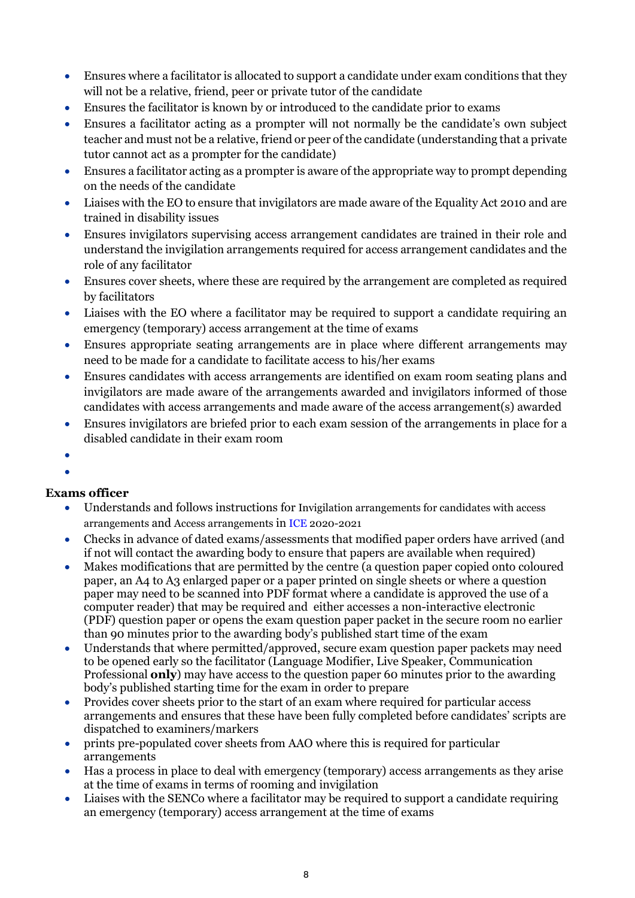- Ensures where a facilitator is allocated to support a candidate under exam conditions that they will not be a relative, friend, peer or private tutor of the candidate
- Ensures the facilitator is known by or introduced to the candidate prior to exams
- Ensures a facilitator acting as a prompter will not normally be the candidate's own subject teacher and must not be a relative, friend or peer of the candidate (understanding that a private tutor cannot act as a prompter for the candidate)
- Ensures a facilitator acting as a prompter is aware of the appropriate way to prompt depending on the needs of the candidate
- Liaises with the EO to ensure that invigilators are made aware of the Equality Act 2010 and are trained in disability issues
- Ensures invigilators supervising access arrangement candidates are trained in their role and understand the invigilation arrangements required for access arrangement candidates and the role of any facilitator
- Ensures cover sheets, where these are required by the arrangement are completed as required by facilitators
- Liaises with the EO where a facilitator may be required to support a candidate requiring an emergency (temporary) access arrangement at the time of exams
- Ensures appropriate seating arrangements are in place where different arrangements may need to be made for a candidate to facilitate access to his/her exams
- Ensures candidates with access arrangements are identified on exam room seating plans and invigilators are made aware of the arrangements awarded and invigilators informed of those candidates with access arrangements and made aware of the access arrangement(s) awarded
- Ensures invigilators are briefed prior to each exam session of the arrangements in place for a disabled candidate in their exam room

**Exams officer**

- Understands and follows instructions for Invigilation arrangements for candidates with access arrangements and Access arrangements in ICE 2020-2021
- Checks in advance of dated exams/assessments that modified paper orders have arrived (and if not will contact the awarding body to ensure that papers are available when required)
- Makes modifications that are permitted by the centre (a question paper copied onto coloured paper, an A4 to A3 enlarged paper or a paper printed on single sheets or where a question paper may need to be scanned into PDF format where a candidate is approved the use of a computer reader) that may be required and either accesses a non-interactive electronic (PDF) question paper or opens the exam question paper packet in the secure room no earlier than 90 minutes prior to the awarding body's published start time of the exam
- Understands that where permitted/approved, secure exam question paper packets may need to be opened early so the facilitator (Language Modifier, Live Speaker, Communication Professional **only**) may have access to the question paper 60 minutes prior to the awarding body's published starting time for the exam in order to prepare
- Provides cover sheets prior to the start of an exam where required for particular access arrangements and ensures that these have been fully completed before candidates' scripts are dispatched to examiners/markers
- prints pre-populated cover sheets from AAO where this is required for particular arrangements
- Has a process in place to deal with emergency (temporary) access arrangements as they arise at the time of exams in terms of rooming and invigilation
- Liaises with the SENCo where a facilitator may be required to support a candidate requiring an emergency (temporary) access arrangement at the time of exams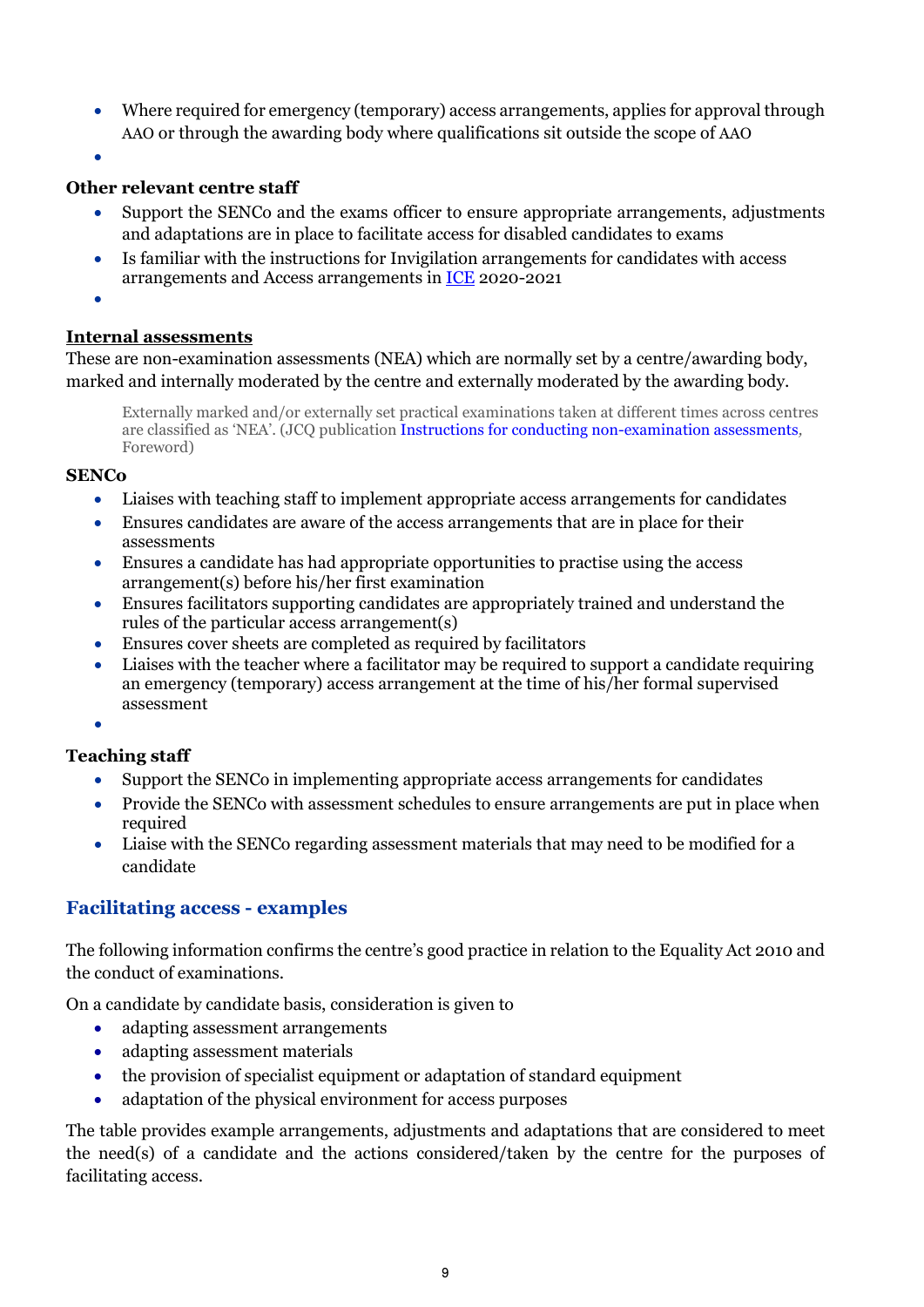- Where required for emergency (temporary) access arrangements, applies for approval through AAO or through the awarding body where qualifications sit outside the scope of AAO
- 

**Other relevant centre staff**

- Support the SENCo and the exams officer to ensure appropriate arrangements, adjustments and adaptations are in place to facilitate access for disabled candidates to exams
- Is familiar with the instructions for Invigilation arrangements for candidates with access arrangements and Access arrangements in [ICE](ICE) 2020-2021
- 

**Internal assessments**

These are non-examination assessments (NEA) which are normally set by a centre/awarding body, marked and internally moderated by the centre and externally moderated by the awarding body.

> Externally marked and/or externally set practical examinations taken at different times across centres are classified as 'NEA'. (JCQ publication Instructions for conducting non-examination assessments, Foreword)

**SENCo**

- Liaises with teaching staff to implement appropriate access arrangements for candidates
- Ensures candidates are aware of the access arrangements that are in place for their assessments
- Ensures a candidate has had appropriate opportunities to practise using the access arrangement(s) before his/her first examination
- Ensures facilitators supporting candidates are appropriately trained and understand the rules of the particular access arrangement(s)
- Ensures cover sheets are completed as required by facilitators
- Liaises with the teacher where a facilitator may be required to support a candidate requiring an emergency (temporary) access arrangement at the time of his/her formal supervised assessment
- 

**Teaching staff**

- Support the SENCo in implementing appropriate access arrangements for candidates
- Provide the SENCo with assessment schedules to ensure arrangements are put in place when required
- Liaise with the SENCo regarding assessment materials that may need to be modified for a candidate

## Facilitating access - examples

The following information confirms the centre's good practice in relation to the Equality Act 2010 and the conduct of examinations.

On a candidate by candidate basis, consideration is given to

- adapting assessment arrangements
- adapting assessment materials
- the provision of specialist equipment or adaptation of standard equipment
- adaptation of the physical environment for access purposes

The table provides example arrangements, adjustments and adaptations that are considered to meet the need(s) of a candidate and the actions considered/taken by the centre for the purposes of facilitating access.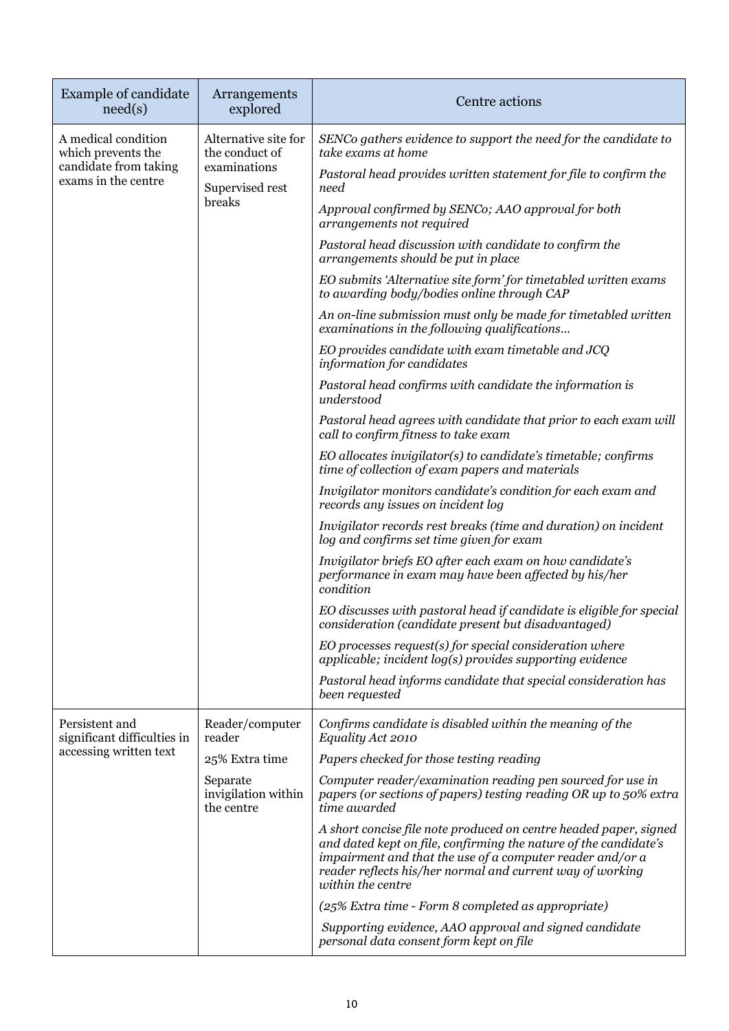| Example of candidate need(s) | Arrangements explored | Centre actions |
|---|---|---|
| A medical condition which prevents the candidate from taking exams in the centre | Alternative site for the conduct of examinations<br><br>Supervised rest breaks | *SENCo gathers evidence to support the need for the candidate to take exams at home*<br><br>*Pastoral head provides written statement for file to confirm the need*<br><br>*Approval confirmed by SENCo; AAO approval for both arrangements not required*<br><br>*Pastoral head discussion with candidate to confirm the arrangements should be put in place*<br><br>*EO submits 'Alternative site form' for timetabled written exams to awarding body/bodies online through CAP*<br><br>*An on-line submission must only be made for timetabled written examinations in the following qualifications…*<br><br>*EO provides candidate with exam timetable and JCQ information for candidates*<br><br>*Pastoral head confirms with candidate the information is understood*<br><br>*Pastoral head agrees with candidate that prior to each exam will call to confirm fitness to take exam*<br><br>*EO allocates invigilator(s) to candidate's timetable; confirms time of collection of exam papers and materials*<br><br>*Invigilator monitors candidate's condition for each exam and records any issues on incident log*<br><br>*Invigilator records rest breaks (time and duration) on incident log and confirms set time given for exam*<br><br>*Invigilator briefs EO after each exam on how candidate's performance in exam may have been affected by his/her condition*<br><br>*EO discusses with pastoral head if candidate is eligible for special consideration (candidate present but disadvantaged)*<br><br>*EO processes request(s) for special consideration where applicable; incident log(s) provides supporting evidence*<br><br>*Pastoral head informs candidate that special consideration has been requested* |
| Persistent and significant difficulties in accessing written text | Reader/computer reader<br><br>25% Extra time<br><br>Separate invigilation within the centre | *Confirms candidate is disabled within the meaning of the Equality Act 2010*<br><br>*Papers checked for those testing reading*<br><br>*Computer reader/examination reading pen sourced for use in papers (or sections of papers) testing reading OR up to 50% extra time awarded*<br><br>*A short concise file note produced on centre headed paper, signed and dated kept on file, confirming the nature of the candidate's impairment and that the use of a computer reader and/or a reader reflects his/her normal and current way of working within the centre*<br><br>*(25% Extra time - Form 8 completed as appropriate)*<br><br>*Supporting evidence, AAO approval and signed candidate personal data consent form kept on file* |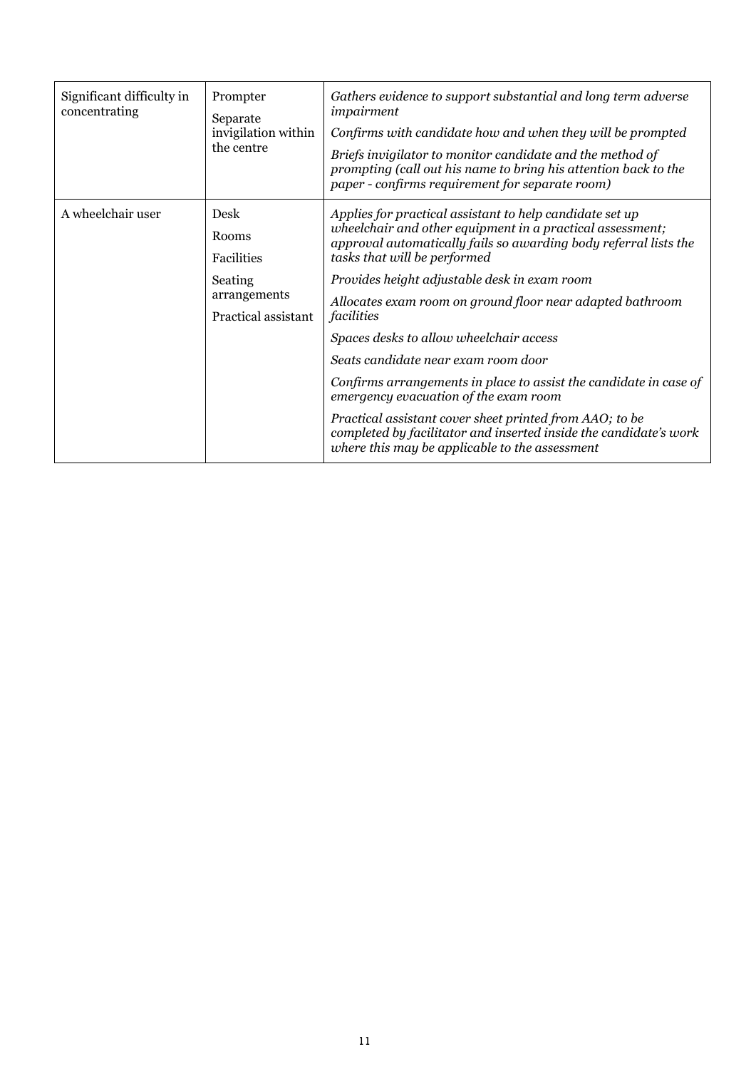| | | |
|---|---|---|
| Significant difficulty in concentrating | Prompter<br>Separate invigilation within the centre | *Gathers evidence to support substantial and long term adverse impairment*<br>*Confirms with candidate how and when they will be prompted*<br>*Briefs invigilator to monitor candidate and the method of prompting (call out his name to bring his attention back to the paper - confirms requirement for separate room)* |
| A wheelchair user | Desk<br>Rooms<br>Facilities<br>Seating arrangements<br>Practical assistant | *Applies for practical assistant to help candidate set up wheelchair and other equipment in a practical assessment; approval automatically fails so awarding body referral lists the tasks that will be performed*<br>*Provides height adjustable desk in exam room*<br>*Allocates exam room on ground floor near adapted bathroom facilities*<br>*Spaces desks to allow wheelchair access*<br>*Seats candidate near exam room door*<br>*Confirms arrangements in place to assist the candidate in case of emergency evacuation of the exam room*<br>*Practical assistant cover sheet printed from AAO; to be completed by facilitator and inserted inside the candidate's work where this may be applicable to the assessment* |